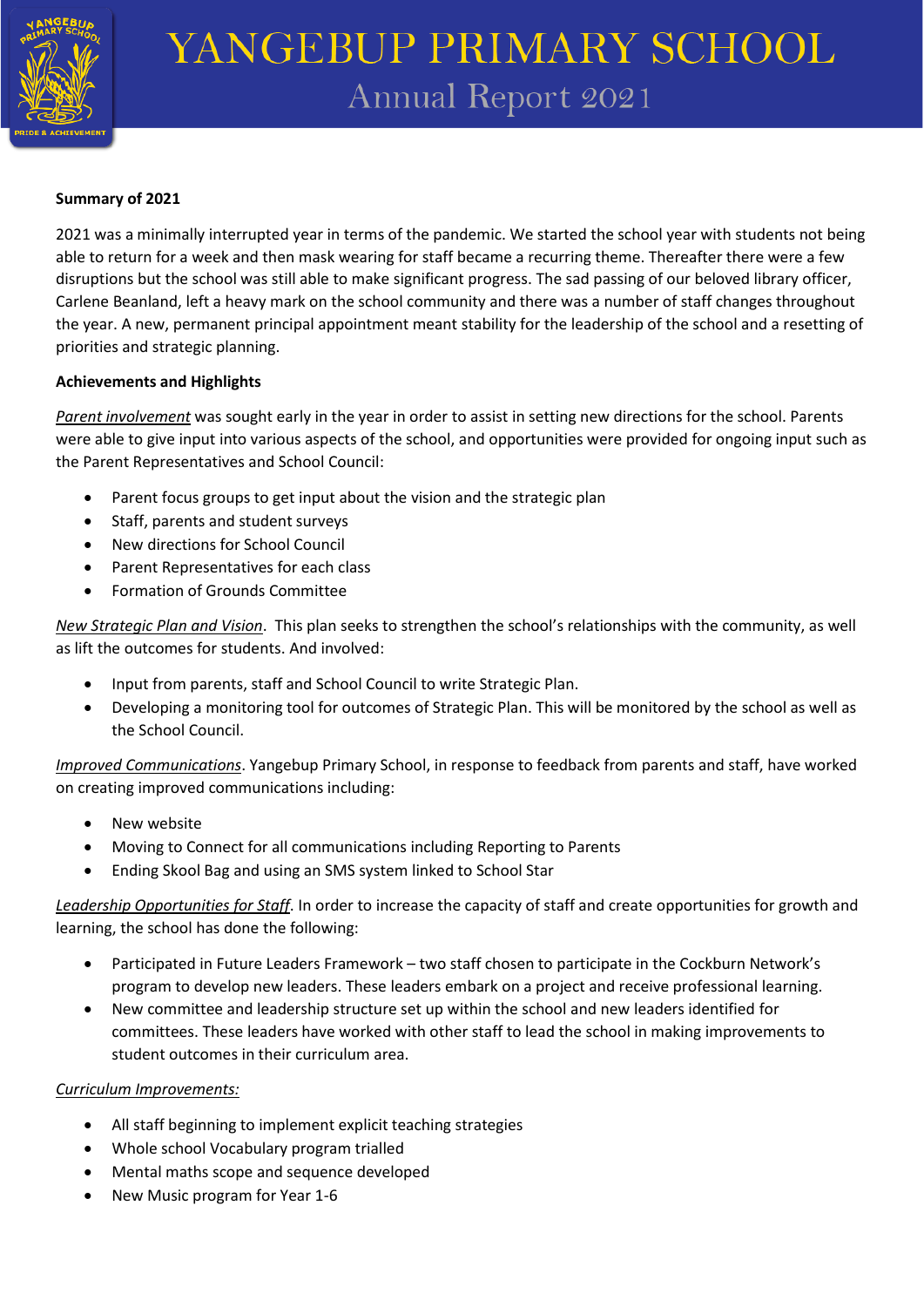# YANGEBUP PRIMARY SCHOOL

## Annual Report 2021

**Summary of 2021**

2021 was a minimally interrupted year in terms of the pandemic. We started the school year with students not being able to return for a week and then mask wearing for staff became a recurring theme. Thereafter there were a few disruptions but the school was still able to make significant progress. The sad passing of our beloved library officer, Carlene Beanland, left a heavy mark on the school community and there was a number of staff changes throughout the year. A new, permanent principal appointment meant stability for the leadership of the school and a resetting of priorities and strategic planning.

**Achievements and Highlights**

*Parent involvement* was sought early in the year in order to assist in setting new directions for the school. Parents were able to give input into various aspects of the school, and opportunities were provided for ongoing input such as the Parent Representatives and School Council:

- Parent focus groups to get input about the vision and the strategic plan
- Staff, parents and student surveys
- New directions for School Council
- Parent Representatives for each class
- Formation of Grounds Committee

*New Strategic Plan and Vision*. This plan seeks to strengthen the school's relationships with the community, as well as lift the outcomes for students. And involved:

- Input from parents, staff and School Council to write Strategic Plan.
- Developing a monitoring tool for outcomes of Strategic Plan. This will be monitored by the school as well as the School Council.

*Improved Communications*. Yangebup Primary School, in response to feedback from parents and staff, have worked on creating improved communications including:

- New website
- Moving to Connect for all communications including Reporting to Parents
- Ending Skool Bag and using an SMS system linked to School Star

*Leadership Opportunities for Staff*. In order to increase the capacity of staff and create opportunities for growth and learning, the school has done the following:

- Participated in Future Leaders Framework – two staff chosen to participate in the Cockburn Network's program to develop new leaders. These leaders embark on a project and receive professional learning.
- New committee and leadership structure set up within the school and new leaders identified for committees. These leaders have worked with other staff to lead the school in making improvements to student outcomes in their curriculum area.

*Curriculum Improvements:*

- All staff beginning to implement explicit teaching strategies
- Whole school Vocabulary program trialled
- Mental maths scope and sequence developed
- New Music program for Year 1-6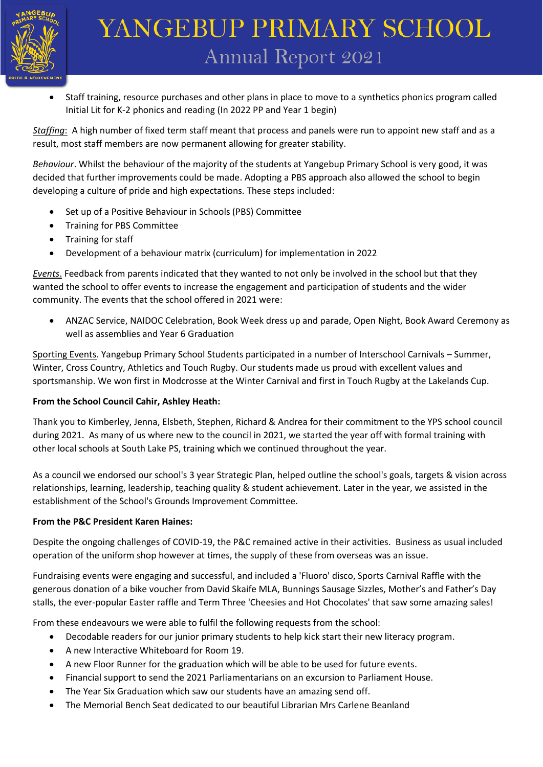- Staff training, resource purchases and other plans in place to move to a synthetics phonics program called Initial Lit for K-2 phonics and reading (In 2022 PP and Year 1 begin)

*Staffing*: A high number of fixed term staff meant that process and panels were run to appoint new staff and as a result, most staff members are now permanent allowing for greater stability.

*Behaviour*. Whilst the behaviour of the majority of the students at Yangebup Primary School is very good, it was decided that further improvements could be made. Adopting a PBS approach also allowed the school to begin developing a culture of pride and high expectations. These steps included:

- Set up of a Positive Behaviour in Schools (PBS) Committee
- Training for PBS Committee
- Training for staff
- Development of a behaviour matrix (curriculum) for implementation in 2022

*Events*. Feedback from parents indicated that they wanted to not only be involved in the school but that they wanted the school to offer events to increase the engagement and participation of students and the wider community. The events that the school offered in 2021 were:

- ANZAC Service, NAIDOC Celebration, Book Week dress up and parade, Open Night, Book Award Ceremony as well as assemblies and Year 6 Graduation

Sporting Events. Yangebup Primary School Students participated in a number of Interschool Carnivals – Summer, Winter, Cross Country, Athletics and Touch Rugby. Our students made us proud with excellent values and sportsmanship. We won first in Modcrosse at the Winter Carnival and first in Touch Rugby at the Lakelands Cup.

**From the School Council Cahir, Ashley Heath:**

Thank you to Kimberley, Jenna, Elsbeth, Stephen, Richard & Andrea for their commitment to the YPS school council during 2021. As many of us where new to the council in 2021, we started the year off with formal training with other local schools at South Lake PS, training which we continued throughout the year.

As a council we endorsed our school's 3 year Strategic Plan, helped outline the school's goals, targets & vision across relationships, learning, leadership, teaching quality & student achievement. Later in the year, we assisted in the establishment of the School's Grounds Improvement Committee.

**From the P&C President Karen Haines:**

Despite the ongoing challenges of COVID-19, the P&C remained active in their activities. Business as usual included operation of the uniform shop however at times, the supply of these from overseas was an issue.

Fundraising events were engaging and successful, and included a 'Fluoro' disco, Sports Carnival Raffle with the generous donation of a bike voucher from David Skaife MLA, Bunnings Sausage Sizzles, Mother's and Father's Day stalls, the ever-popular Easter raffle and Term Three 'Cheesies and Hot Chocolates' that saw some amazing sales!

From these endeavours we were able to fulfil the following requests from the school:

- Decodable readers for our junior primary students to help kick start their new literacy program.
- A new Interactive Whiteboard for Room 19.
- A new Floor Runner for the graduation which will be able to be used for future events.
- Financial support to send the 2021 Parliamentarians on an excursion to Parliament House.
- The Year Six Graduation which saw our students have an amazing send off.
- The Memorial Bench Seat dedicated to our beautiful Librarian Mrs Carlene Beanland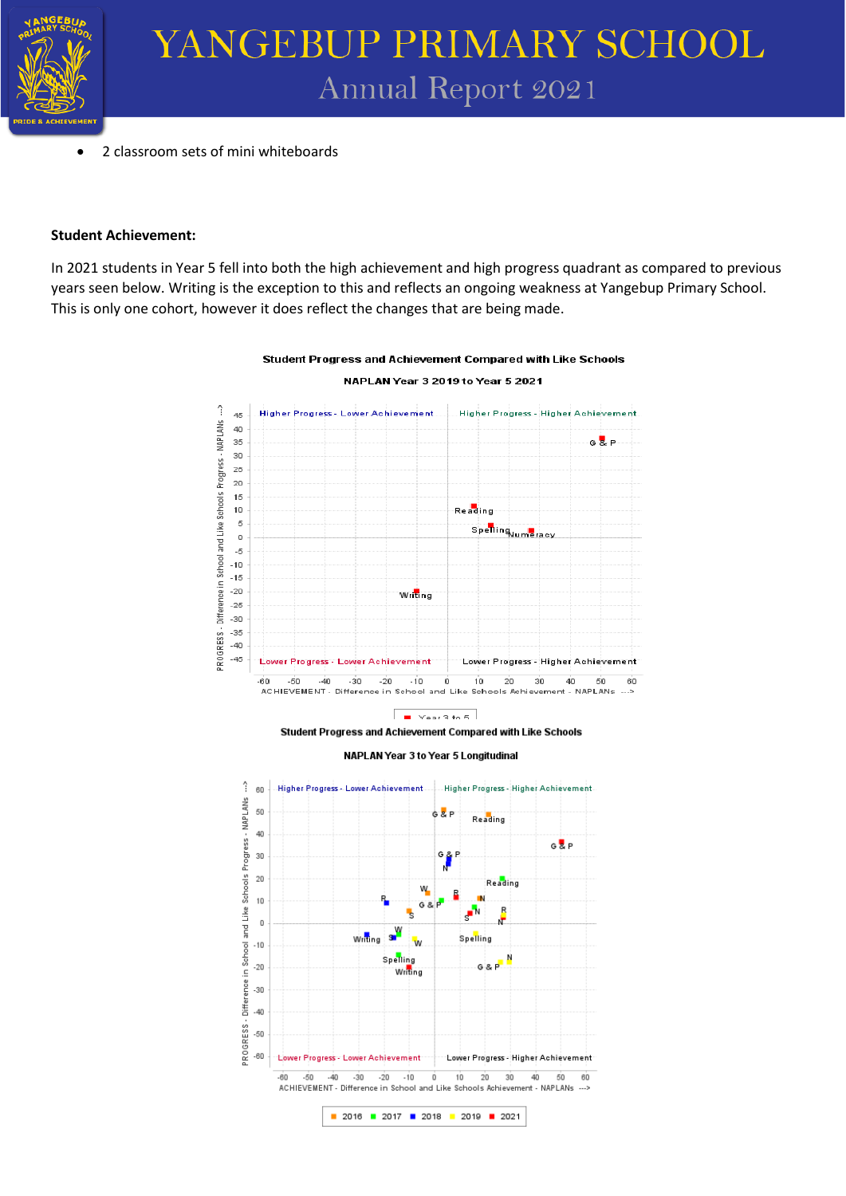- 2 classroom sets of mini whiteboards

**Student Achievement:**

In 2021 students in Year 5 fell into both the high achievement and high progress quadrant as compared to previous years seen below. Writing is the exception to this and reflects an ongoing weakness at Yangebup Primary School. This is only one cohort, however it does reflect the changes that are being made.

**Student Progress and Achievement Compared with Like Schools**

**NAPLAN Year 3 2019 to Year 5 2021**

**Student Progress and Achievement Compared with Like Schools**

**NAPLAN Year 3 to Year 5 Longitudinal**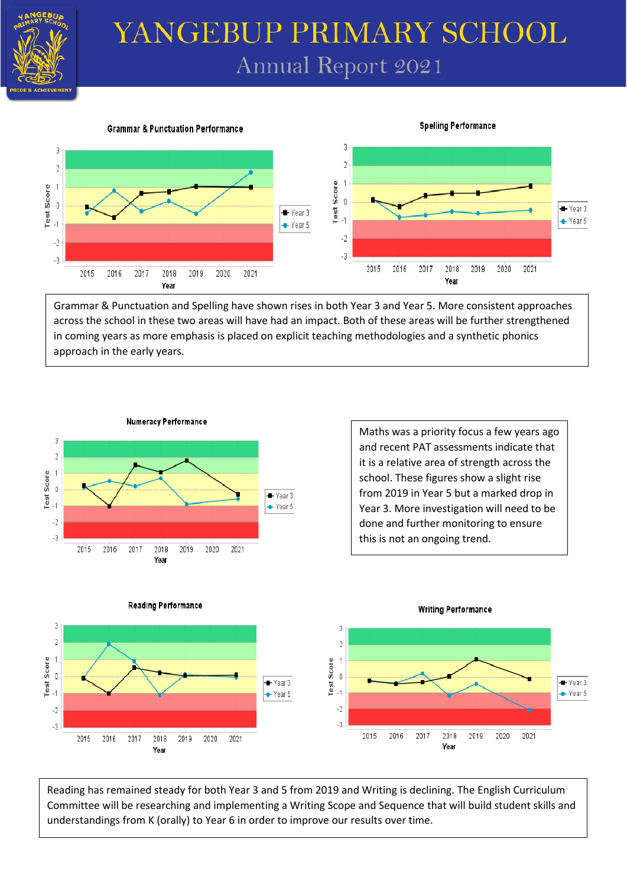# YANGEBUP PRIMARY SCHOOL

## Annual Report 2021

Grammar & Punctuation Performance

Spelling Performance

Grammar & Punctuation and Spelling have shown rises in both Year 3 and Year 5. More consistent approaches across the school in these two areas will have had an impact. Both of these areas will be further strengthened in coming years as more emphasis is placed on explicit teaching methodologies and a synthetic phonics approach in the early years.

Numeracy Performance

Maths was a priority focus a few years ago and recent PAT assessments indicate that it is a relative area of strength across the school. These figures show a slight rise from 2019 in Year 5 but a marked drop in Year 3. More investigation will need to be done and further monitoring to ensure this is not an ongoing trend.

Reading Performance

Writing Performance

Reading has remained steady for both Year 3 and 5 from 2019 and Writing is declining. The English Curriculum Committee will be researching and implementing a Writing Scope and Sequence that will build student skills and understandings from K (orally) to Year 6 in order to improve our results over time.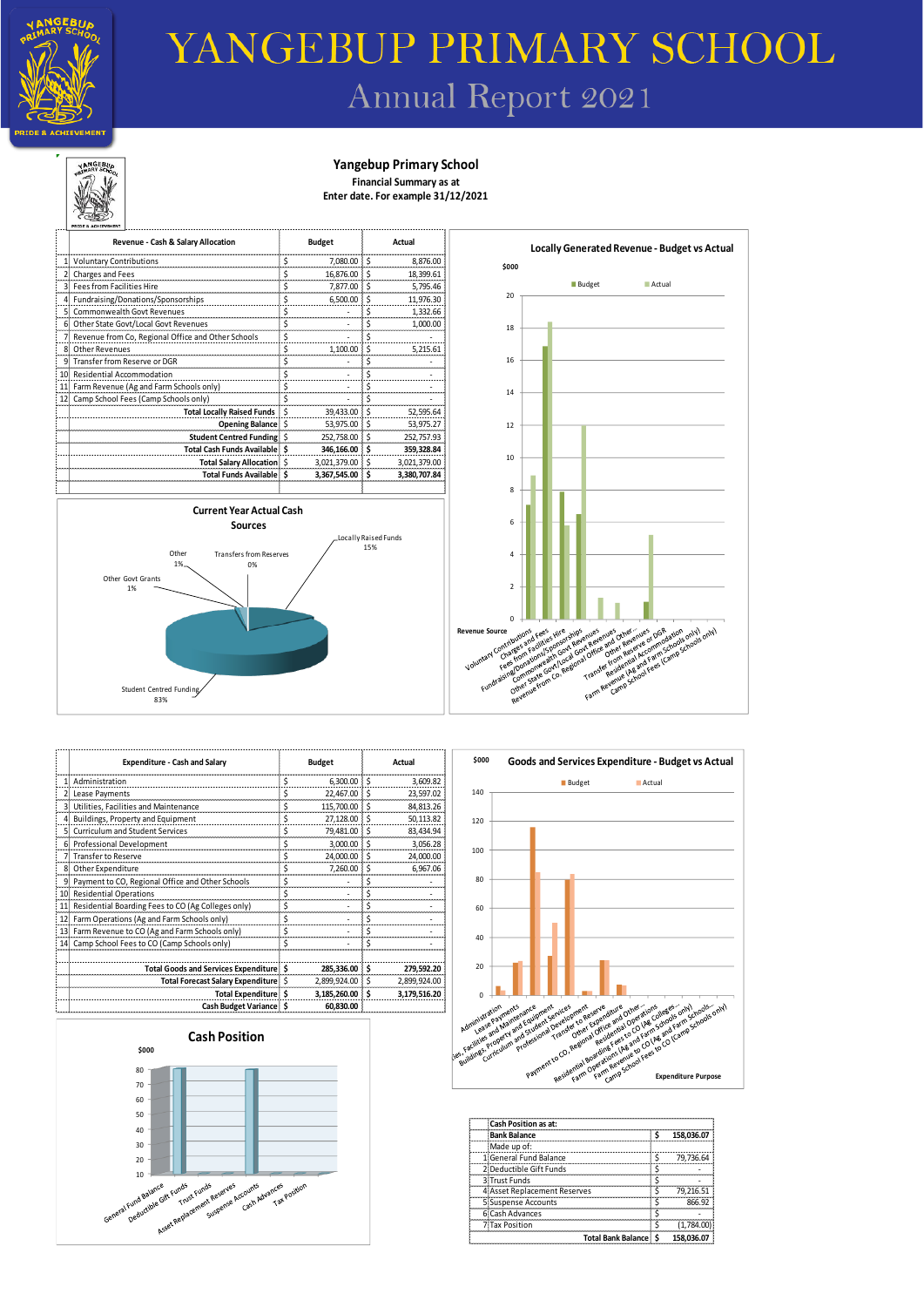# YANGEBUP PRIMARY SCHOOL

## Annual Report 2021

### Yangebup Primary School

**Financial Summary as at**

**Enter date. For example 31/12/2021**

| | Revenue - Cash & Salary Allocation | Budget | Actual |
|---|---|---|---|
| 1 | Voluntary Contributions | $ 7,080.00 | $ 8,876.00 |
| 2 | Charges and Fees | $ 16,876.00 | $ 18,399.61 |
| 3 | Fees from Facilities Hire | $ 7,877.00 | $ 5,795.46 |
| 4 | Fundraising/Donations/Sponsorships | $ 6,500.00 | $ 11,976.30 |
| 5 | Commonwealth Govt Revenues | $ - | $ 1,332.66 |
| 6 | Other State Govt/Local Govt Revenues | $ - | $ 1,000.00 |
| 7 | Revenue from Co, Regional Office and Other Schools | $ - | $ - |
| 8 | Other Revenues | $ 1,100.00 | $ 5,215.61 |
| 9 | Transfer from Reserve or DGR | $ - | $ - |
| 10 | Residential Accommodation | $ - | $ - |
| 11 | Farm Revenue (Ag and Farm Schools only) | $ - | $ - |
| 12 | Camp School Fees (Camp Schools only) | $ - | $ - |
| | Total Locally Raised Funds | $ 39,433.00 | $ 52,595.64 |
| | Opening Balance | $ 53,975.00 | $ 53,975.27 |
| | Student Centred Funding | $ 252,758.00 | $ 252,757.93 |
| | **Total Cash Funds Available** | **$ 346,166.00** | **$ 359,328.84** |
| | Total Salary Allocation | $ 3,021,379.00 | $ 3,021,379.00 |
| | **Total Funds Available** | **$ 3,367,545.00** | **$ 3,380,707.84** |

**Locally Generated Revenue - Budget vs Actual**

$000

Budget Actual

0 2 4 6 8 10 12 14 16 18 20

Revenue Source

Voluntary Contributions, Charges and Fees, Fees from Facilities Hire, Fundraising/Donations/Sponsorships, Commonwealth Govt Revenues, Other State Govt/Local Govt Revenues, Revenue from Co, Regional Office and Other..., Other Revenues, Transfer from Reserve or DGR, Residential Accommodation, Farm Revenue (Ag and Farm Schools only), Camp School Fees (Camp Schools only)

**Current Year Actual Cash Sources**

Locally Raised Funds 15%

Other 1%

Transfers from Reserves 0%

Other Govt Grants 1%

Student Centred Funding 83%

| | Expenditure - Cash and Salary | Budget | Actual |
|---|---|---|---|
| 1 | Administration | $ 6,300.00 | $ 3,609.82 |
| 2 | Lease Payments | $ 22,467.00 | $ 23,597.02 |
| 3 | Utilities, Facilities and Maintenance | $ 115,700.00 | $ 84,813.26 |
| 4 | Buildings, Property and Equipment | $ 27,128.00 | $ 50,113.82 |
| 5 | Curriculum and Student Services | $ 79,481.00 | $ 83,434.94 |
| 6 | Professional Development | $ 3,000.00 | $ 3,056.28 |
| 7 | Transfer to Reserve | $ 24,000.00 | $ 24,000.00 |
| 8 | Other Expenditure | $ 7,260.00 | $ 6,967.06 |
| 9 | Payment to CO, Regional Office and Other Schools | $ - | $ - |
| 10 | Residential Operations | $ - | $ - |
| 11 | Residential Boarding Fees to CO (Ag Colleges only) | $ - | $ - |
| 12 | Farm Operations (Ag and Farm Schools only) | $ - | $ - |
| 13 | Farm Revenue to CO (Ag and Farm Schools only) | $ - | $ - |
| 14 | Camp School Fees to CO (Camp Schools only) | $ - | $ - |
| | Total Goods and Services Expenditure | $ 285,336.00 | $ 279,592.20 |
| | Total Forecast Salary Expenditure | $ 2,899,924.00 | $ 2,899,924.00 |
| | Total Expenditure | $ 3,185,260.00 | $ 3,179,516.20 |
| | Cash Budget Variance | $ 60,830.00 | |

**Goods and Services Expenditure - Budget vs Actual**

$000

Budget Actual

0 20 40 60 80 100 120 140

Administration, Lease Payments, Utilities, Facilities and Maintenance, Buildings, Property and Equipment, Curriculum and Student Services, Professional Development, Transfer to Reserve, Other Expenditure, Payment to CO, Regional Office and Other..., Residential Operations, Residential Boarding Fees to CO (Ag Colleges...), Farm Operations (Ag and Farm Schools only), Farm Revenue to CO (Ag and Farm Schools...), Camp School Fees to CO (Camp Schools only)

Expenditure Purpose

**Cash Position**

$000

10 20 30 40 50 60 70 80

General Fund Balance, Deductible Gift Funds, Trust Funds, Asset Replacement Reserves, Suspense Accounts, Cash Advances, Tax Position

| | Cash Position as at: | | |
|---|---|---|---|
| | **Bank Balance** | $ | 158,036.07 |
| | Made up of: | | |
| 1 | General Fund Balance | $ | 79,736.64 |
| 2 | Deductible Gift Funds | $ | - |
| 3 | Trust Funds | $ | - |
| 4 | Asset Replacement Reserves | $ | 79,216.51 |
| 5 | Suspense Accounts | $ | 866.92 |
| 6 | Cash Advances | $ | - |
| 7 | Tax Position | $ | (1,784.00) |
| | Total Bank Balance | $ | 158,036.07 |